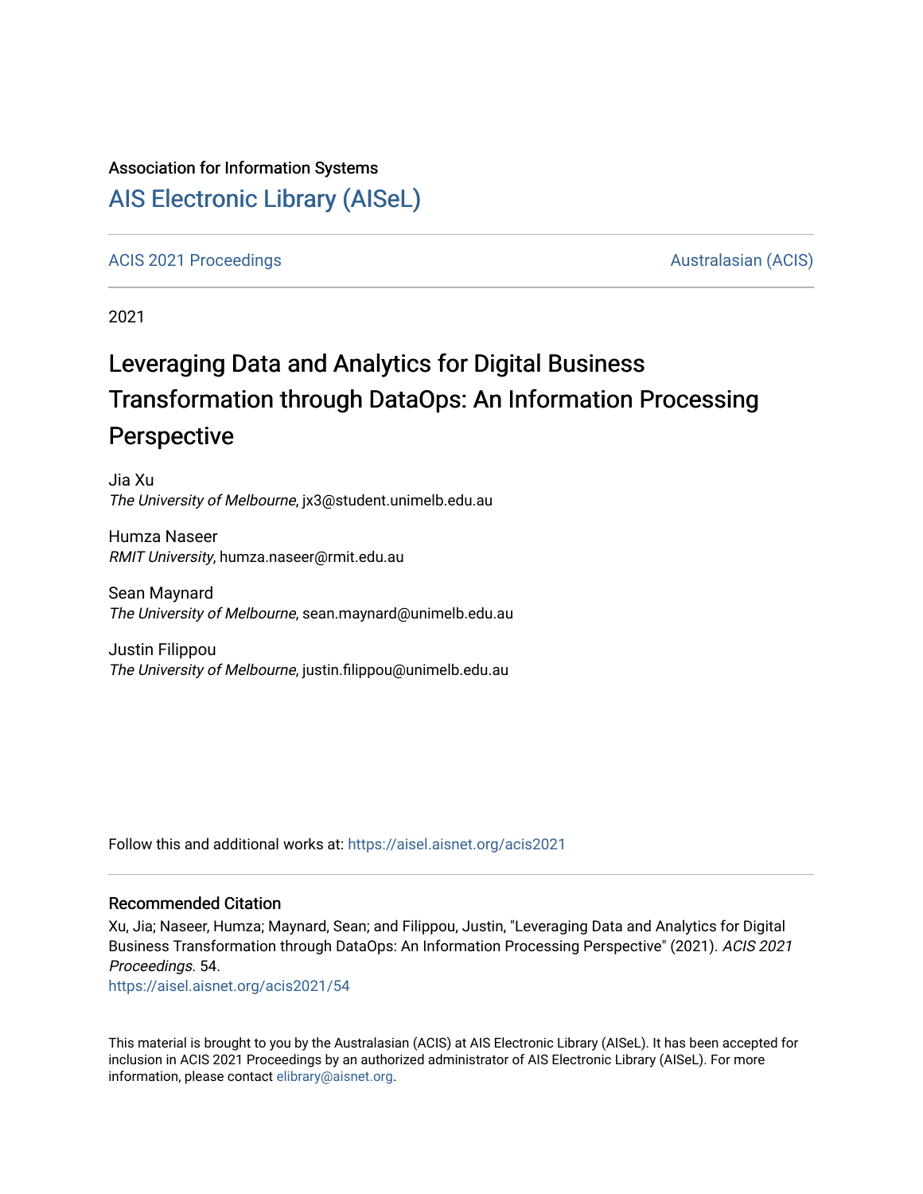Association for Information Systems

# AIS Electronic Library (AISeL)

ACIS 2021 Proceedings | Australasian (ACIS)

2021

# Leveraging Data and Analytics for Digital Business Transformation through DataOps: An Information Processing Perspective

Jia Xu
*The University of Melbourne*, jx3@student.unimelb.edu.au

Humza Naseer
*RMIT University*, humza.naseer@rmit.edu.au

Sean Maynard
*The University of Melbourne*, sean.maynard@unimelb.edu.au

Justin Filippou
*The University of Melbourne*, justin.filippou@unimelb.edu.au

Follow this and additional works at: https://aisel.aisnet.org/acis2021

## Recommended Citation

Xu, Jia; Naseer, Humza; Maynard, Sean; and Filippou, Justin, "Leveraging Data and Analytics for Digital Business Transformation through DataOps: An Information Processing Perspective" (2021). *ACIS 2021 Proceedings*. 54.
https://aisel.aisnet.org/acis2021/54

This material is brought to you by the Australasian (ACIS) at AIS Electronic Library (AISeL). It has been accepted for inclusion in ACIS 2021 Proceedings by an authorized administrator of AIS Electronic Library (AISeL). For more information, please contact elibrary@aisnet.org.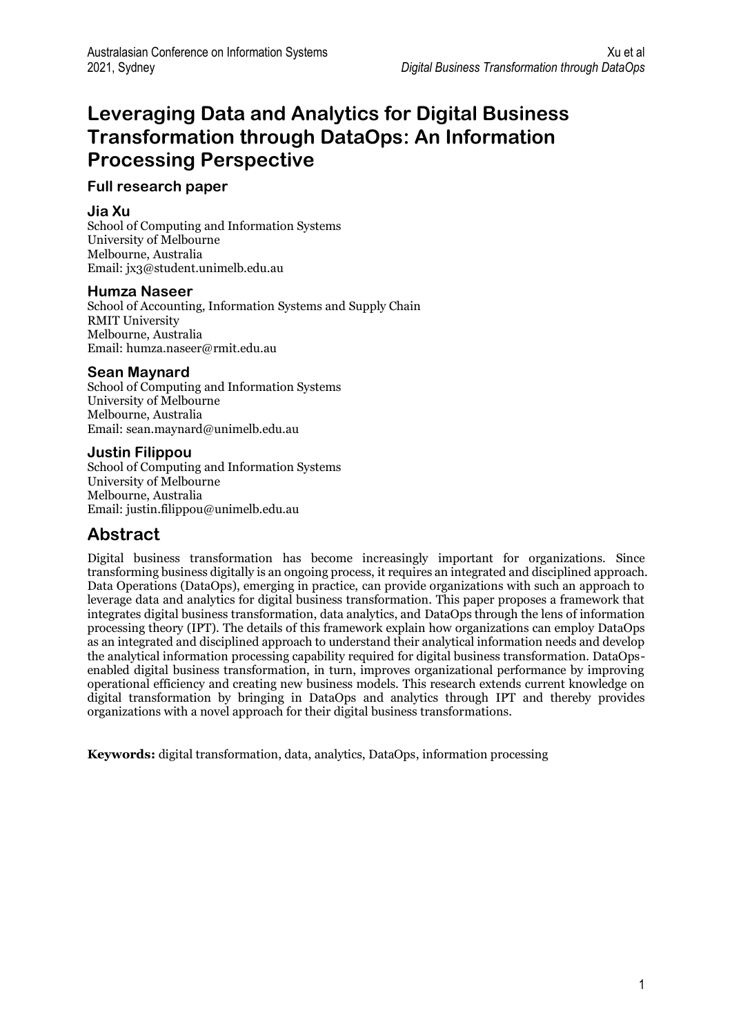# Leveraging Data and Analytics for Digital Business Transformation through DataOps: An Information Processing Perspective

### Full research paper

### Jia Xu

School of Computing and Information Systems
University of Melbourne
Melbourne, Australia
Email: jx3@student.unimelb.edu.au

### Humza Naseer

School of Accounting, Information Systems and Supply Chain
RMIT University
Melbourne, Australia
Email: humza.naseer@rmit.edu.au

### Sean Maynard

School of Computing and Information Systems
University of Melbourne
Melbourne, Australia
Email: sean.maynard@unimelb.edu.au

### Justin Filippou

School of Computing and Information Systems
University of Melbourne
Melbourne, Australia
Email: justin.filippou@unimelb.edu.au

## Abstract

Digital business transformation has become increasingly important for organizations. Since transforming business digitally is an ongoing process, it requires an integrated and disciplined approach. Data Operations (DataOps), emerging in practice, can provide organizations with such an approach to leverage data and analytics for digital business transformation. This paper proposes a framework that integrates digital business transformation, data analytics, and DataOps through the lens of information processing theory (IPT). The details of this framework explain how organizations can employ DataOps as an integrated and disciplined approach to understand their analytical information needs and develop the analytical information processing capability required for digital business transformation. DataOps-enabled digital business transformation, in turn, improves organizational performance by improving operational efficiency and creating new business models. This research extends current knowledge on digital transformation by bringing in DataOps and analytics through IPT and thereby provides organizations with a novel approach for their digital business transformations.

**Keywords:** digital transformation, data, analytics, DataOps, information processing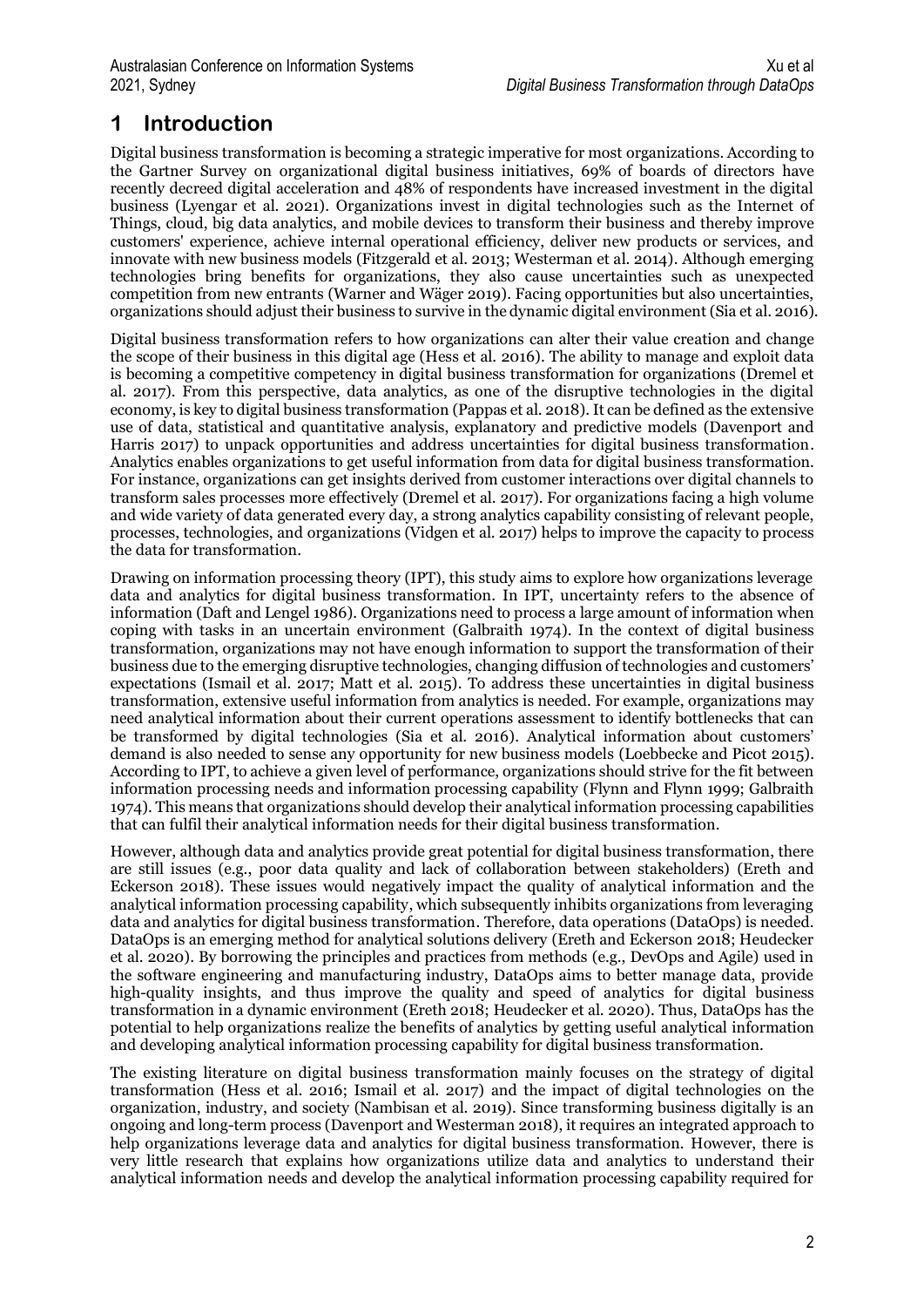# 1 Introduction

Digital business transformation is becoming a strategic imperative for most organizations. According to the Gartner Survey on organizational digital business initiatives, 69% of boards of directors have recently decreed digital acceleration and 48% of respondents have increased investment in the digital business (Lyengar et al. 2021). Organizations invest in digital technologies such as the Internet of Things, cloud, big data analytics, and mobile devices to transform their business and thereby improve customers' experience, achieve internal operational efficiency, deliver new products or services, and innovate with new business models (Fitzgerald et al. 2013; Westerman et al. 2014). Although emerging technologies bring benefits for organizations, they also cause uncertainties such as unexpected competition from new entrants (Warner and Wäger 2019). Facing opportunities but also uncertainties, organizations should adjust their business to survive in the dynamic digital environment (Sia et al. 2016).

Digital business transformation refers to how organizations can alter their value creation and change the scope of their business in this digital age (Hess et al. 2016). The ability to manage and exploit data is becoming a competitive competency in digital business transformation for organizations (Dremel et al. 2017). From this perspective, data analytics, as one of the disruptive technologies in the digital economy, is key to digital business transformation (Pappas et al. 2018). It can be defined as the extensive use of data, statistical and quantitative analysis, explanatory and predictive models (Davenport and Harris 2017) to unpack opportunities and address uncertainties for digital business transformation. Analytics enables organizations to get useful information from data for digital business transformation. For instance, organizations can get insights derived from customer interactions over digital channels to transform sales processes more effectively (Dremel et al. 2017). For organizations facing a high volume and wide variety of data generated every day, a strong analytics capability consisting of relevant people, processes, technologies, and organizations (Vidgen et al. 2017) helps to improve the capacity to process the data for transformation.

Drawing on information processing theory (IPT), this study aims to explore how organizations leverage data and analytics for digital business transformation. In IPT, uncertainty refers to the absence of information (Daft and Lengel 1986). Organizations need to process a large amount of information when coping with tasks in an uncertain environment (Galbraith 1974). In the context of digital business transformation, organizations may not have enough information to support the transformation of their business due to the emerging disruptive technologies, changing diffusion of technologies and customers' expectations (Ismail et al. 2017; Matt et al. 2015). To address these uncertainties in digital business transformation, extensive useful information from analytics is needed. For example, organizations may need analytical information about their current operations assessment to identify bottlenecks that can be transformed by digital technologies (Sia et al. 2016). Analytical information about customers' demand is also needed to sense any opportunity for new business models (Loebbecke and Picot 2015). According to IPT, to achieve a given level of performance, organizations should strive for the fit between information processing needs and information processing capability (Flynn and Flynn 1999; Galbraith 1974). This means that organizations should develop their analytical information processing capabilities that can fulfil their analytical information needs for their digital business transformation.

However, although data and analytics provide great potential for digital business transformation, there are still issues (e.g., poor data quality and lack of collaboration between stakeholders) (Ereth and Eckerson 2018). These issues would negatively impact the quality of analytical information and the analytical information processing capability, which subsequently inhibits organizations from leveraging data and analytics for digital business transformation. Therefore, data operations (DataOps) is needed. DataOps is an emerging method for analytical solutions delivery (Ereth and Eckerson 2018; Heudecker et al. 2020). By borrowing the principles and practices from methods (e.g., DevOps and Agile) used in the software engineering and manufacturing industry, DataOps aims to better manage data, provide high-quality insights, and thus improve the quality and speed of analytics for digital business transformation in a dynamic environment (Ereth 2018; Heudecker et al. 2020). Thus, DataOps has the potential to help organizations realize the benefits of analytics by getting useful analytical information and developing analytical information processing capability for digital business transformation.

The existing literature on digital business transformation mainly focuses on the strategy of digital transformation (Hess et al. 2016; Ismail et al. 2017) and the impact of digital technologies on the organization, industry, and society (Nambisan et al. 2019). Since transforming business digitally is an ongoing and long-term process (Davenport and Westerman 2018), it requires an integrated approach to help organizations leverage data and analytics for digital business transformation. However, there is very little research that explains how organizations utilize data and analytics to understand their analytical information needs and develop the analytical information processing capability required for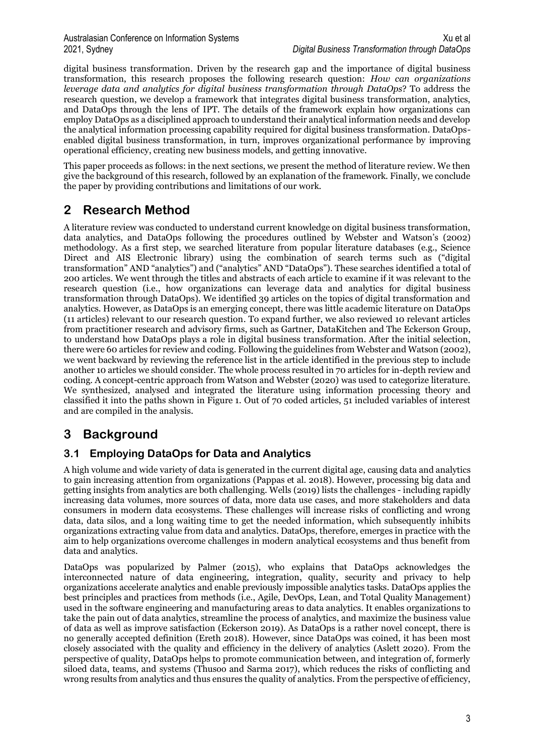digital business transformation. Driven by the research gap and the importance of digital business transformation, this research proposes the following research question: *How can organizations leverage data and analytics for digital business transformation through DataOps*? To address the research question, we develop a framework that integrates digital business transformation, analytics, and DataOps through the lens of IPT. The details of the framework explain how organizations can employ DataOps as a disciplined approach to understand their analytical information needs and develop the analytical information processing capability required for digital business transformation. DataOps-enabled digital business transformation, in turn, improves organizational performance by improving operational efficiency, creating new business models, and getting innovative.

This paper proceeds as follows: in the next sections, we present the method of literature review. We then give the background of this research, followed by an explanation of the framework. Finally, we conclude the paper by providing contributions and limitations of our work.

# 2 Research Method

A literature review was conducted to understand current knowledge on digital business transformation, data analytics, and DataOps following the procedures outlined by Webster and Watson's (2002) methodology. As a first step, we searched literature from popular literature databases (e.g., Science Direct and AIS Electronic library) using the combination of search terms such as ("digital transformation" AND "analytics") and ("analytics" AND "DataOps"). These searches identified a total of 200 articles. We went through the titles and abstracts of each article to examine if it was relevant to the research question (i.e., how organizations can leverage data and analytics for digital business transformation through DataOps). We identified 39 articles on the topics of digital transformation and analytics. However, as DataOps is an emerging concept, there was little academic literature on DataOps (11 articles) relevant to our research question. To expand further, we also reviewed 10 relevant articles from practitioner research and advisory firms, such as Gartner, DataKitchen and The Eckerson Group, to understand how DataOps plays a role in digital business transformation. After the initial selection, there were 60 articles for review and coding. Following the guidelines from Webster and Watson (2002), we went backward by reviewing the reference list in the article identified in the previous step to include another 10 articles we should consider. The whole process resulted in 70 articles for in-depth review and coding. A concept-centric approach from Watson and Webster (2020) was used to categorize literature. We synthesized, analysed and integrated the literature using information processing theory and classified it into the paths shown in Figure 1. Out of 70 coded articles, 51 included variables of interest and are compiled in the analysis.

# 3 Background

## 3.1 Employing DataOps for Data and Analytics

A high volume and wide variety of data is generated in the current digital age, causing data and analytics to gain increasing attention from organizations (Pappas et al. 2018). However, processing big data and getting insights from analytics are both challenging. Wells (2019) lists the challenges - including rapidly increasing data volumes, more sources of data, more data use cases, and more stakeholders and data consumers in modern data ecosystems. These challenges will increase risks of conflicting and wrong data, data silos, and a long waiting time to get the needed information, which subsequently inhibits organizations extracting value from data and analytics. DataOps, therefore, emerges in practice with the aim to help organizations overcome challenges in modern analytical ecosystems and thus benefit from data and analytics.

DataOps was popularized by Palmer (2015), who explains that DataOps acknowledges the interconnected nature of data engineering, integration, quality, security and privacy to help organizations accelerate analytics and enable previously impossible analytics tasks. DataOps applies the best principles and practices from methods (i.e., Agile, DevOps, Lean, and Total Quality Management) used in the software engineering and manufacturing areas to data analytics. It enables organizations to take the pain out of data analytics, streamline the process of analytics, and maximize the business value of data as well as improve satisfaction (Eckerson 2019). As DataOps is a rather novel concept, there is no generally accepted definition (Ereth 2018). However, since DataOps was coined, it has been most closely associated with the quality and efficiency in the delivery of analytics (Aslett 2020). From the perspective of quality, DataOps helps to promote communication between, and integration of, formerly siloed data, teams, and systems (Thusoo and Sarma 2017), which reduces the risks of conflicting and wrong results from analytics and thus ensures the quality of analytics. From the perspective of efficiency,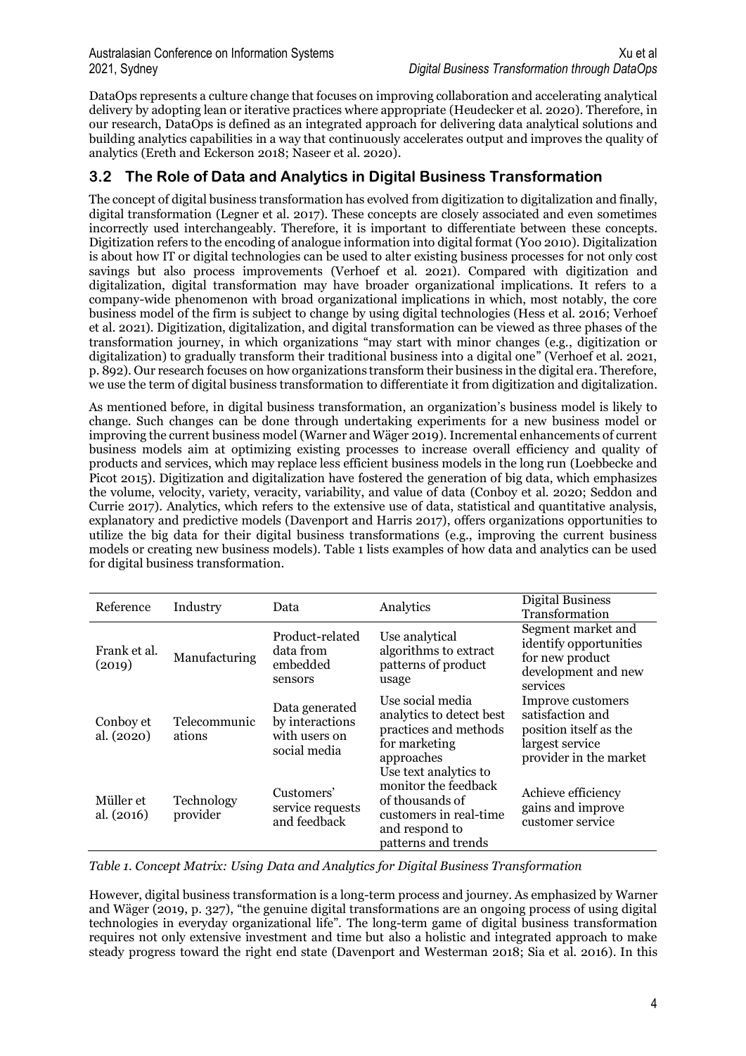DataOps represents a culture change that focuses on improving collaboration and accelerating analytical delivery by adopting lean or iterative practices where appropriate (Heudecker et al. 2020). Therefore, in our research, DataOps is defined as an integrated approach for delivering data analytical solutions and building analytics capabilities in a way that continuously accelerates output and improves the quality of analytics (Ereth and Eckerson 2018; Naseer et al. 2020).

## 3.2 The Role of Data and Analytics in Digital Business Transformation

The concept of digital business transformation has evolved from digitization to digitalization and finally, digital transformation (Legner et al. 2017). These concepts are closely associated and even sometimes incorrectly used interchangeably. Therefore, it is important to differentiate between these concepts. Digitization refers to the encoding of analogue information into digital format (Yoo 2010). Digitalization is about how IT or digital technologies can be used to alter existing business processes for not only cost savings but also process improvements (Verhoef et al. 2021). Compared with digitization and digitalization, digital transformation may have broader organizational implications. It refers to a company-wide phenomenon with broad organizational implications in which, most notably, the core business model of the firm is subject to change by using digital technologies (Hess et al. 2016; Verhoef et al. 2021). Digitization, digitalization, and digital transformation can be viewed as three phases of the transformation journey, in which organizations "may start with minor changes (e.g., digitization or digitalization) to gradually transform their traditional business into a digital one" (Verhoef et al. 2021, p. 892). Our research focuses on how organizations transform their business in the digital era. Therefore, we use the term of digital business transformation to differentiate it from digitization and digitalization.

As mentioned before, in digital business transformation, an organization's business model is likely to change. Such changes can be done through undertaking experiments for a new business model or improving the current business model (Warner and Wäger 2019). Incremental enhancements of current business models aim at optimizing existing processes to increase overall efficiency and quality of products and services, which may replace less efficient business models in the long run (Loebbecke and Picot 2015). Digitization and digitalization have fostered the generation of big data, which emphasizes the volume, velocity, variety, veracity, variability, and value of data (Conboy et al. 2020; Seddon and Currie 2017). Analytics, which refers to the extensive use of data, statistical and quantitative analysis, explanatory and predictive models (Davenport and Harris 2017), offers organizations opportunities to utilize the big data for their digital business transformations (e.g., improving the current business models or creating new business models). Table 1 lists examples of how data and analytics can be used for digital business transformation.

| Reference | Industry | Data | Analytics | Digital Business Transformation |
|---|---|---|---|---|
| Frank et al. (2019) | Manufacturing | Product-related data from embedded sensors | Use analytical algorithms to extract patterns of product usage | Segment market and identify opportunities for new product development and new services |
| Conboy et al. (2020) | Telecommunications | Data generated by interactions with users on social media | Use social media analytics to detect best practices and methods for marketing approaches | Improve customers satisfaction and position itself as the largest service provider in the market |
| Müller et al. (2016) | Technology provider | Customers' service requests and feedback | Use text analytics to monitor the feedback of thousands of customers in real-time and respond to patterns and trends | Achieve efficiency gains and improve customer service |

*Table 1. Concept Matrix: Using Data and Analytics for Digital Business Transformation*

However, digital business transformation is a long-term process and journey. As emphasized by Warner and Wäger (2019, p. 327), "the genuine digital transformations are an ongoing process of using digital technologies in everyday organizational life". The long-term game of digital business transformation requires not only extensive investment and time but also a holistic and integrated approach to make steady progress toward the right end state (Davenport and Westerman 2018; Sia et al. 2016). In this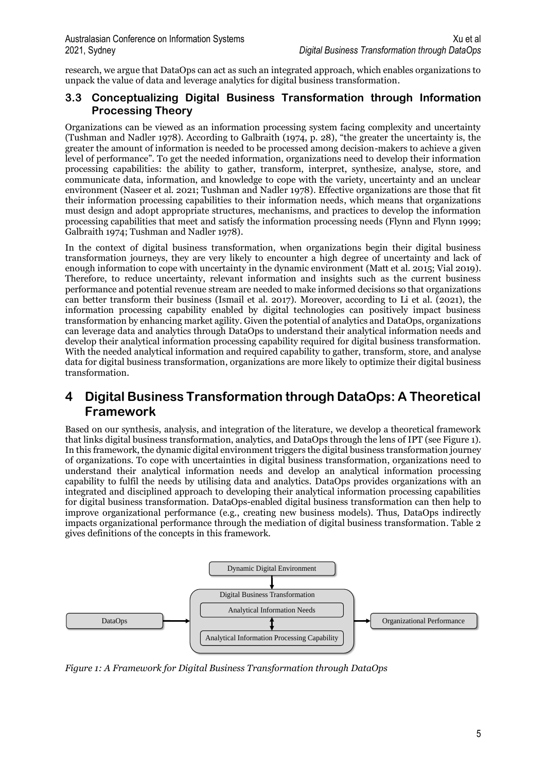research, we argue that DataOps can act as such an integrated approach, which enables organizations to unpack the value of data and leverage analytics for digital business transformation.

### 3.3 Conceptualizing Digital Business Transformation through Information Processing Theory

Organizations can be viewed as an information processing system facing complexity and uncertainty (Tushman and Nadler 1978). According to Galbraith (1974, p. 28), "the greater the uncertainty is, the greater the amount of information is needed to be processed among decision-makers to achieve a given level of performance". To get the needed information, organizations need to develop their information processing capabilities: the ability to gather, transform, interpret, synthesize, analyse, store, and communicate data, information, and knowledge to cope with the variety, uncertainty and an unclear environment (Naseer et al. 2021; Tushman and Nadler 1978). Effective organizations are those that fit their information processing capabilities to their information needs, which means that organizations must design and adopt appropriate structures, mechanisms, and practices to develop the information processing capabilities that meet and satisfy the information processing needs (Flynn and Flynn 1999; Galbraith 1974; Tushman and Nadler 1978).

In the context of digital business transformation, when organizations begin their digital business transformation journeys, they are very likely to encounter a high degree of uncertainty and lack of enough information to cope with uncertainty in the dynamic environment (Matt et al. 2015; Vial 2019). Therefore, to reduce uncertainty, relevant information and insights such as the current business performance and potential revenue stream are needed to make informed decisions so that organizations can better transform their business (Ismail et al. 2017). Moreover, according to Li et al. (2021), the information processing capability enabled by digital technologies can positively impact business transformation by enhancing market agility. Given the potential of analytics and DataOps, organizations can leverage data and analytics through DataOps to understand their analytical information needs and develop their analytical information processing capability required for digital business transformation. With the needed analytical information and required capability to gather, transform, store, and analyse data for digital business transformation, organizations are more likely to optimize their digital business transformation.

## 4 Digital Business Transformation through DataOps: A Theoretical Framework

Based on our synthesis, analysis, and integration of the literature, we develop a theoretical framework that links digital business transformation, analytics, and DataOps through the lens of IPT (see Figure 1). In this framework, the dynamic digital environment triggers the digital business transformation journey of organizations. To cope with uncertainties in digital business transformation, organizations need to understand their analytical information needs and develop an analytical information processing capability to fulfil the needs by utilising data and analytics. DataOps provides organizations with an integrated and disciplined approach to developing their analytical information processing capabilities for digital business transformation. DataOps-enabled digital business transformation can then help to improve organizational performance (e.g., creating new business models). Thus, DataOps indirectly impacts organizational performance through the mediation of digital business transformation. Table 2 gives definitions of the concepts in this framework.

Dynamic Digital Environment → Digital Business Transformation [Analytical Information Needs ↔ Analytical Information Processing Capability]; DataOps → Digital Business Transformation → Organizational Performance

*Figure 1: A Framework for Digital Business Transformation through DataOps*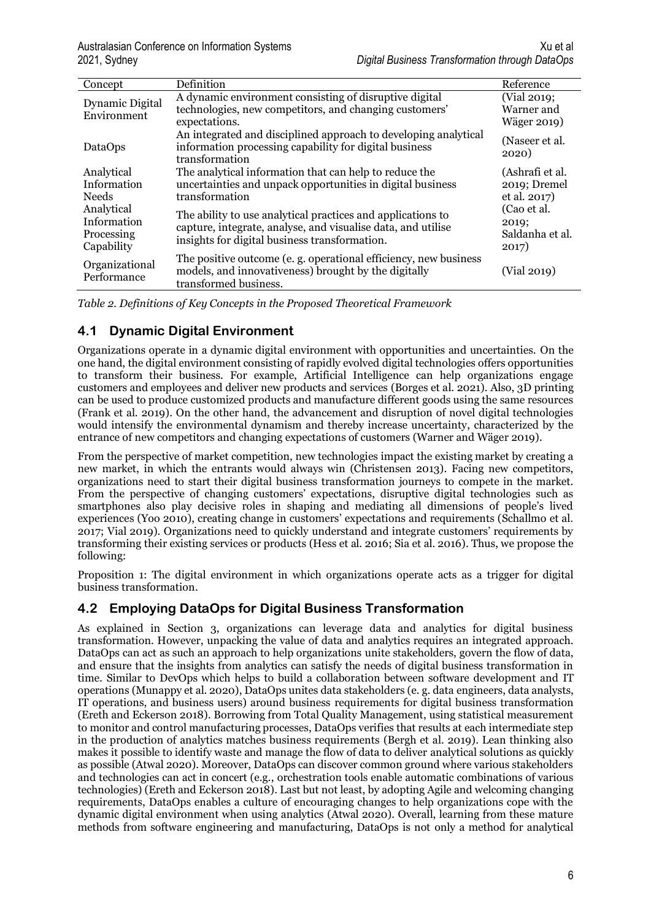| Concept | Definition | Reference |
|---|---|---|
| Dynamic Digital Environment | A dynamic environment consisting of disruptive digital technologies, new competitors, and changing customers' expectations. | (Vial 2019; Warner and Wäger 2019) |
| DataOps | An integrated and disciplined approach to developing analytical information processing capability for digital business transformation | (Naseer et al. 2020) |
| Analytical Information Needs | The analytical information that can help to reduce the uncertainties and unpack opportunities in digital business transformation | (Ashrafi et al. 2019; Dremel et al. 2017) |
| Analytical Information Processing Capability | The ability to use analytical practices and applications to capture, integrate, analyse, and visualise data, and utilise insights for digital business transformation. | (Cao et al. 2019; Saldanha et al. 2017) |
| Organizational Performance | The positive outcome (e. g. operational efficiency, new business models, and innovativeness) brought by the digitally transformed business. | (Vial 2019) |

*Table 2. Definitions of Key Concepts in the Proposed Theoretical Framework*

## 4.1 Dynamic Digital Environment

Organizations operate in a dynamic digital environment with opportunities and uncertainties. On the one hand, the digital environment consisting of rapidly evolved digital technologies offers opportunities to transform their business. For example, Artificial Intelligence can help organizations engage customers and employees and deliver new products and services (Borges et al. 2021). Also, 3D printing can be used to produce customized products and manufacture different goods using the same resources (Frank et al. 2019). On the other hand, the advancement and disruption of novel digital technologies would intensify the environmental dynamism and thereby increase uncertainty, characterized by the entrance of new competitors and changing expectations of customers (Warner and Wäger 2019).

From the perspective of market competition, new technologies impact the existing market by creating a new market, in which the entrants would always win (Christensen 2013). Facing new competitors, organizations need to start their digital business transformation journeys to compete in the market. From the perspective of changing customers' expectations, disruptive digital technologies such as smartphones also play decisive roles in shaping and mediating all dimensions of people's lived experiences (Yoo 2010), creating change in customers' expectations and requirements (Schallmo et al. 2017; Vial 2019). Organizations need to quickly understand and integrate customers' requirements by transforming their existing services or products (Hess et al. 2016; Sia et al. 2016). Thus, we propose the following:

Proposition 1: The digital environment in which organizations operate acts as a trigger for digital business transformation.

## 4.2 Employing DataOps for Digital Business Transformation

As explained in Section 3, organizations can leverage data and analytics for digital business transformation. However, unpacking the value of data and analytics requires an integrated approach. DataOps can act as such an approach to help organizations unite stakeholders, govern the flow of data, and ensure that the insights from analytics can satisfy the needs of digital business transformation in time. Similar to DevOps which helps to build a collaboration between software development and IT operations (Munappy et al. 2020), DataOps unites data stakeholders (e. g. data engineers, data analysts, IT operations, and business users) around business requirements for digital business transformation (Ereth and Eckerson 2018). Borrowing from Total Quality Management, using statistical measurement to monitor and control manufacturing processes, DataOps verifies that results at each intermediate step in the production of analytics matches business requirements (Bergh et al. 2019). Lean thinking also makes it possible to identify waste and manage the flow of data to deliver analytical solutions as quickly as possible (Atwal 2020). Moreover, DataOps can discover common ground where various stakeholders and technologies can act in concert (e.g., orchestration tools enable automatic combinations of various technologies) (Ereth and Eckerson 2018). Last but not least, by adopting Agile and welcoming changing requirements, DataOps enables a culture of encouraging changes to help organizations cope with the dynamic digital environment when using analytics (Atwal 2020). Overall, learning from these mature methods from software engineering and manufacturing, DataOps is not only a method for analytical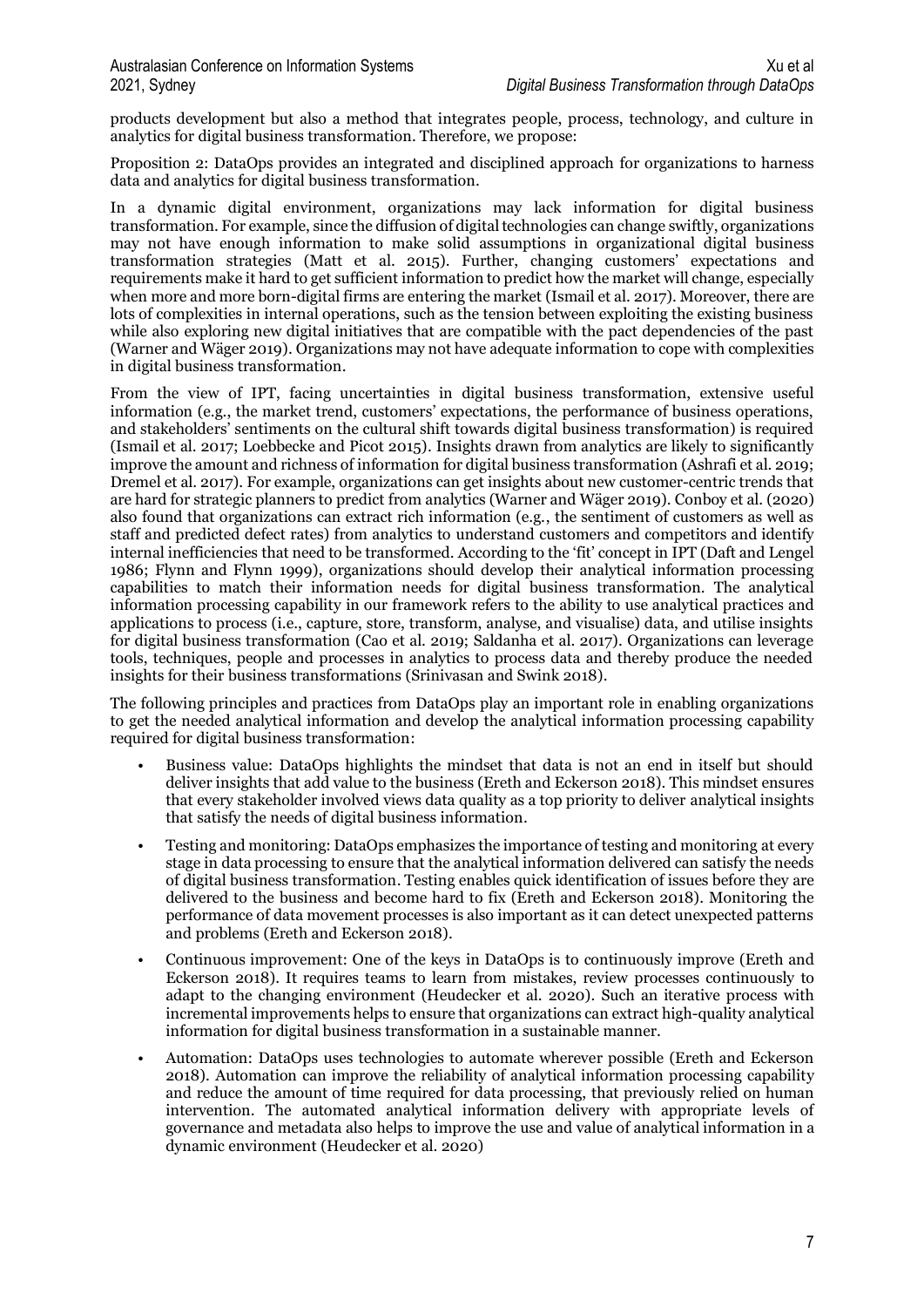products development but also a method that integrates people, process, technology, and culture in analytics for digital business transformation. Therefore, we propose:

Proposition 2: DataOps provides an integrated and disciplined approach for organizations to harness data and analytics for digital business transformation.

In a dynamic digital environment, organizations may lack information for digital business transformation. For example, since the diffusion of digital technologies can change swiftly, organizations may not have enough information to make solid assumptions in organizational digital business transformation strategies (Matt et al. 2015). Further, changing customers' expectations and requirements make it hard to get sufficient information to predict how the market will change, especially when more and more born-digital firms are entering the market (Ismail et al. 2017). Moreover, there are lots of complexities in internal operations, such as the tension between exploiting the existing business while also exploring new digital initiatives that are compatible with the pact dependencies of the past (Warner and Wäger 2019). Organizations may not have adequate information to cope with complexities in digital business transformation.

From the view of IPT, facing uncertainties in digital business transformation, extensive useful information (e.g., the market trend, customers' expectations, the performance of business operations, and stakeholders' sentiments on the cultural shift towards digital business transformation) is required (Ismail et al. 2017; Loebbecke and Picot 2015). Insights drawn from analytics are likely to significantly improve the amount and richness of information for digital business transformation (Ashrafi et al. 2019; Dremel et al. 2017). For example, organizations can get insights about new customer-centric trends that are hard for strategic planners to predict from analytics (Warner and Wäger 2019). Conboy et al. (2020) also found that organizations can extract rich information (e.g., the sentiment of customers as well as staff and predicted defect rates) from analytics to understand customers and competitors and identify internal inefficiencies that need to be transformed. According to the 'fit' concept in IPT (Daft and Lengel 1986; Flynn and Flynn 1999), organizations should develop their analytical information processing capabilities to match their information needs for digital business transformation. The analytical information processing capability in our framework refers to the ability to use analytical practices and applications to process (i.e., capture, store, transform, analyse, and visualise) data, and utilise insights for digital business transformation (Cao et al. 2019; Saldanha et al. 2017). Organizations can leverage tools, techniques, people and processes in analytics to process data and thereby produce the needed insights for their business transformations (Srinivasan and Swink 2018).

The following principles and practices from DataOps play an important role in enabling organizations to get the needed analytical information and develop the analytical information processing capability required for digital business transformation:

- Business value: DataOps highlights the mindset that data is not an end in itself but should deliver insights that add value to the business (Ereth and Eckerson 2018). This mindset ensures that every stakeholder involved views data quality as a top priority to deliver analytical insights that satisfy the needs of digital business information.
- Testing and monitoring: DataOps emphasizes the importance of testing and monitoring at every stage in data processing to ensure that the analytical information delivered can satisfy the needs of digital business transformation. Testing enables quick identification of issues before they are delivered to the business and become hard to fix (Ereth and Eckerson 2018). Monitoring the performance of data movement processes is also important as it can detect unexpected patterns and problems (Ereth and Eckerson 2018).
- Continuous improvement: One of the keys in DataOps is to continuously improve (Ereth and Eckerson 2018). It requires teams to learn from mistakes, review processes continuously to adapt to the changing environment (Heudecker et al. 2020). Such an iterative process with incremental improvements helps to ensure that organizations can extract high-quality analytical information for digital business transformation in a sustainable manner.
- Automation: DataOps uses technologies to automate wherever possible (Ereth and Eckerson 2018). Automation can improve the reliability of analytical information processing capability and reduce the amount of time required for data processing, that previously relied on human intervention. The automated analytical information delivery with appropriate levels of governance and metadata also helps to improve the use and value of analytical information in a dynamic environment (Heudecker et al. 2020)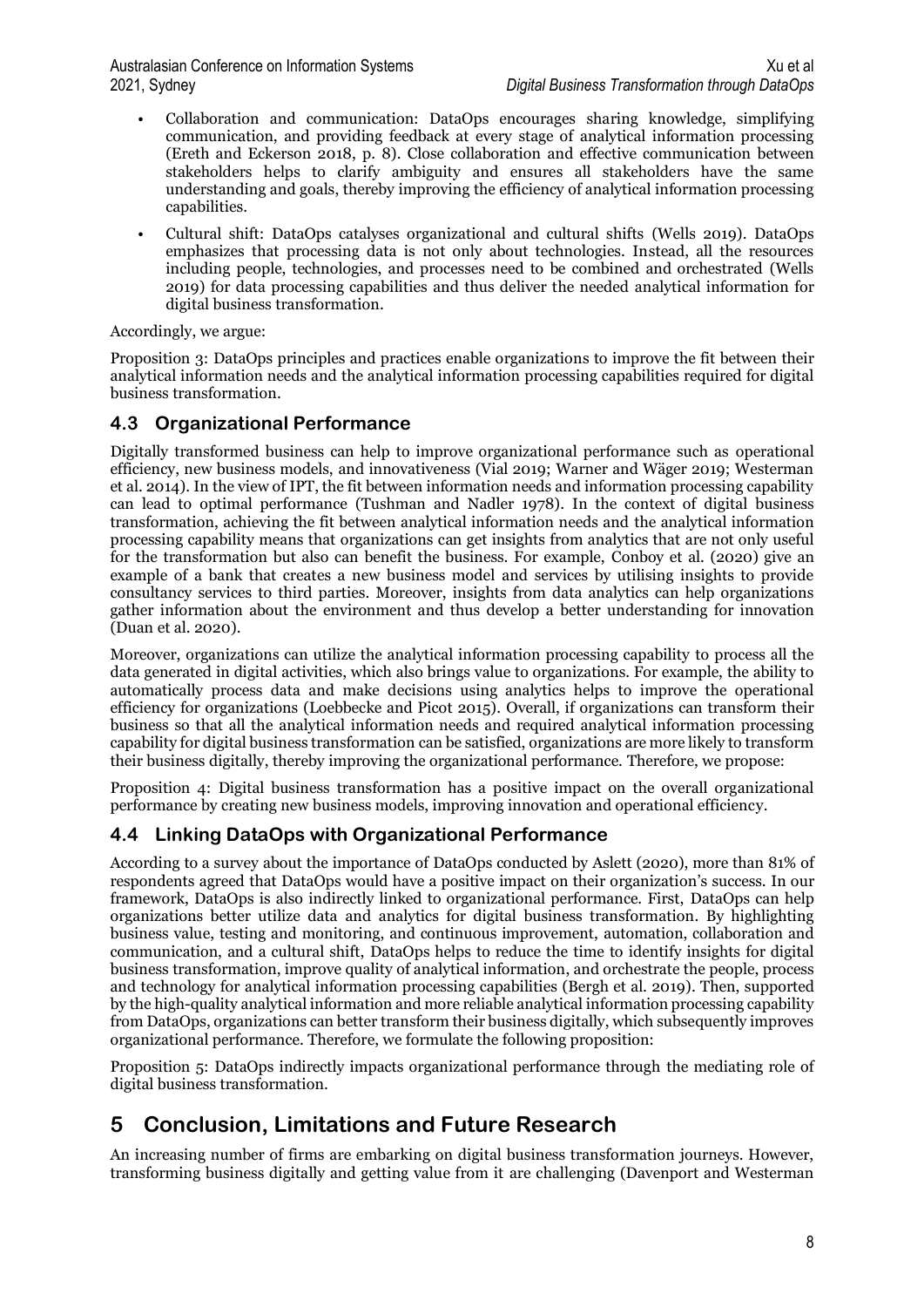- Collaboration and communication: DataOps encourages sharing knowledge, simplifying communication, and providing feedback at every stage of analytical information processing (Ereth and Eckerson 2018, p. 8). Close collaboration and effective communication between stakeholders helps to clarify ambiguity and ensures all stakeholders have the same understanding and goals, thereby improving the efficiency of analytical information processing capabilities.
- Cultural shift: DataOps catalyses organizational and cultural shifts (Wells 2019). DataOps emphasizes that processing data is not only about technologies. Instead, all the resources including people, technologies, and processes need to be combined and orchestrated (Wells 2019) for data processing capabilities and thus deliver the needed analytical information for digital business transformation.

Accordingly, we argue:

Proposition 3: DataOps principles and practices enable organizations to improve the fit between their analytical information needs and the analytical information processing capabilities required for digital business transformation.

### 4.3 Organizational Performance

Digitally transformed business can help to improve organizational performance such as operational efficiency, new business models, and innovativeness (Vial 2019; Warner and Wäger 2019; Westerman et al. 2014). In the view of IPT, the fit between information needs and information processing capability can lead to optimal performance (Tushman and Nadler 1978). In the context of digital business transformation, achieving the fit between analytical information needs and the analytical information processing capability means that organizations can get insights from analytics that are not only useful for the transformation but also can benefit the business. For example, Conboy et al. (2020) give an example of a bank that creates a new business model and services by utilising insights to provide consultancy services to third parties. Moreover, insights from data analytics can help organizations gather information about the environment and thus develop a better understanding for innovation (Duan et al. 2020).

Moreover, organizations can utilize the analytical information processing capability to process all the data generated in digital activities, which also brings value to organizations. For example, the ability to automatically process data and make decisions using analytics helps to improve the operational efficiency for organizations (Loebbecke and Picot 2015). Overall, if organizations can transform their business so that all the analytical information needs and required analytical information processing capability for digital business transformation can be satisfied, organizations are more likely to transform their business digitally, thereby improving the organizational performance. Therefore, we propose:

Proposition 4: Digital business transformation has a positive impact on the overall organizational performance by creating new business models, improving innovation and operational efficiency.

### 4.4 Linking DataOps with Organizational Performance

According to a survey about the importance of DataOps conducted by Aslett (2020), more than 81% of respondents agreed that DataOps would have a positive impact on their organization's success. In our framework, DataOps is also indirectly linked to organizational performance. First, DataOps can help organizations better utilize data and analytics for digital business transformation. By highlighting business value, testing and monitoring, and continuous improvement, automation, collaboration and communication, and a cultural shift, DataOps helps to reduce the time to identify insights for digital business transformation, improve quality of analytical information, and orchestrate the people, process and technology for analytical information processing capabilities (Bergh et al. 2019). Then, supported by the high-quality analytical information and more reliable analytical information processing capability from DataOps, organizations can better transform their business digitally, which subsequently improves organizational performance. Therefore, we formulate the following proposition:

Proposition 5: DataOps indirectly impacts organizational performance through the mediating role of digital business transformation.

## 5 Conclusion, Limitations and Future Research

An increasing number of firms are embarking on digital business transformation journeys. However, transforming business digitally and getting value from it are challenging (Davenport and Westerman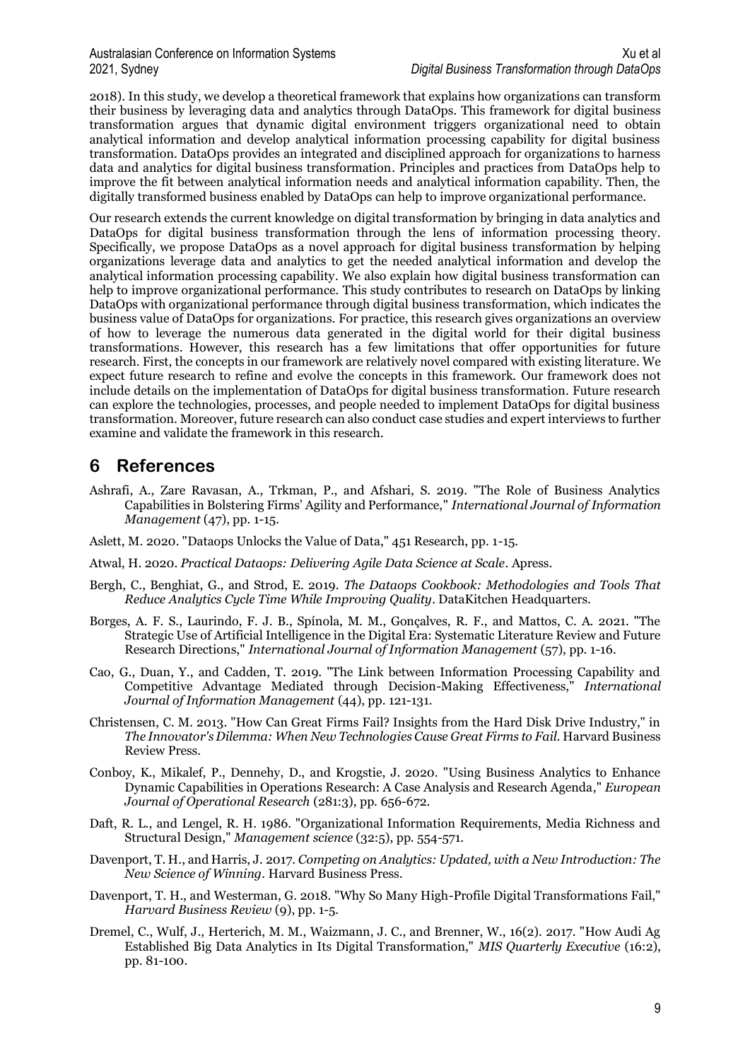2018). In this study, we develop a theoretical framework that explains how organizations can transform their business by leveraging data and analytics through DataOps. This framework for digital business transformation argues that dynamic digital environment triggers organizational need to obtain analytical information and develop analytical information processing capability for digital business transformation. DataOps provides an integrated and disciplined approach for organizations to harness data and analytics for digital business transformation. Principles and practices from DataOps help to improve the fit between analytical information needs and analytical information capability. Then, the digitally transformed business enabled by DataOps can help to improve organizational performance.

Our research extends the current knowledge on digital transformation by bringing in data analytics and DataOps for digital business transformation through the lens of information processing theory. Specifically, we propose DataOps as a novel approach for digital business transformation by helping organizations leverage data and analytics to get the needed analytical information and develop the analytical information processing capability. We also explain how digital business transformation can help to improve organizational performance. This study contributes to research on DataOps by linking DataOps with organizational performance through digital business transformation, which indicates the business value of DataOps for organizations. For practice, this research gives organizations an overview of how to leverage the numerous data generated in the digital world for their digital business transformations. However, this research has a few limitations that offer opportunities for future research. First, the concepts in our framework are relatively novel compared with existing literature. We expect future research to refine and evolve the concepts in this framework. Our framework does not include details on the implementation of DataOps for digital business transformation. Future research can explore the technologies, processes, and people needed to implement DataOps for digital business transformation. Moreover, future research can also conduct case studies and expert interviews to further examine and validate the framework in this research.

# 6 References

Ashrafi, A., Zare Ravasan, A., Trkman, P., and Afshari, S. 2019. "The Role of Business Analytics Capabilities in Bolstering Firms' Agility and Performance," *International Journal of Information Management* (47), pp. 1-15.

Aslett, M. 2020. "Dataops Unlocks the Value of Data," 451 Research, pp. 1-15.

Atwal, H. 2020. *Practical Dataops: Delivering Agile Data Science at Scale*. Apress.

Bergh, C., Benghiat, G., and Strod, E. 2019. *The Dataops Cookbook: Methodologies and Tools That Reduce Analytics Cycle Time While Improving Quality*. DataKitchen Headquarters.

Borges, A. F. S., Laurindo, F. J. B., Spínola, M. M., Gonçalves, R. F., and Mattos, C. A. 2021. "The Strategic Use of Artificial Intelligence in the Digital Era: Systematic Literature Review and Future Research Directions," *International Journal of Information Management* (57), pp. 1-16.

Cao, G., Duan, Y., and Cadden, T. 2019. "The Link between Information Processing Capability and Competitive Advantage Mediated through Decision-Making Effectiveness," *International Journal of Information Management* (44), pp. 121-131.

Christensen, C. M. 2013. "How Can Great Firms Fail? Insights from the Hard Disk Drive Industry," in *The Innovator's Dilemma: When New Technologies Cause Great Firms to Fail*. Harvard Business Review Press.

Conboy, K., Mikalef, P., Dennehy, D., and Krogstie, J. 2020. "Using Business Analytics to Enhance Dynamic Capabilities in Operations Research: A Case Analysis and Research Agenda," *European Journal of Operational Research* (281:3), pp. 656-672.

Daft, R. L., and Lengel, R. H. 1986. "Organizational Information Requirements, Media Richness and Structural Design," *Management science* (32:5), pp. 554-571.

Davenport, T. H., and Harris, J. 2017. *Competing on Analytics: Updated, with a New Introduction: The New Science of Winning*. Harvard Business Press.

Davenport, T. H., and Westerman, G. 2018. "Why So Many High-Profile Digital Transformations Fail," *Harvard Business Review* (9), pp. 1-5.

Dremel, C., Wulf, J., Herterich, M. M., Waizmann, J. C., and Brenner, W., 16(2). 2017. "How Audi Ag Established Big Data Analytics in Its Digital Transformation," *MIS Quarterly Executive* (16:2), pp. 81-100.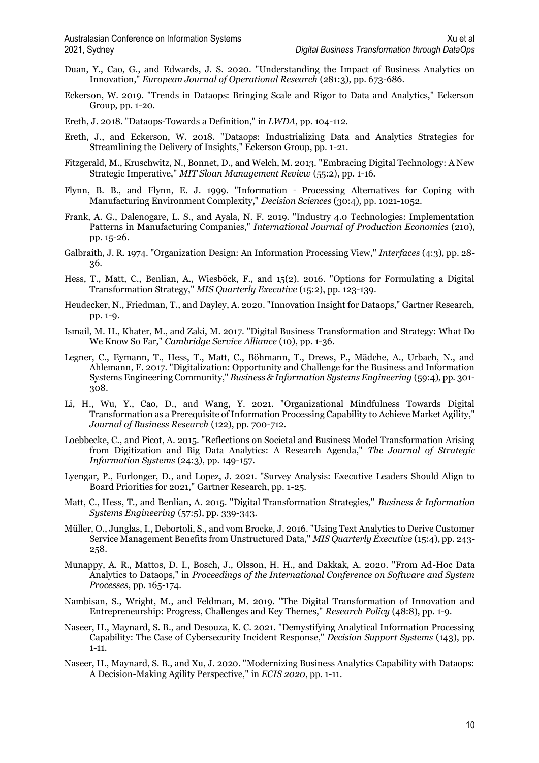Duan, Y., Cao, G., and Edwards, J. S. 2020. "Understanding the Impact of Business Analytics on Innovation," *European Journal of Operational Research* (281:3), pp. 673-686.

Eckerson, W. 2019. "Trends in Dataops: Bringing Scale and Rigor to Data and Analytics," Eckerson Group, pp. 1-20.

Ereth, J. 2018. "Dataops-Towards a Definition," in *LWDA*, pp. 104-112.

Ereth, J., and Eckerson, W. 2018. "Dataops: Industrializing Data and Analytics Strategies for Streamlining the Delivery of Insights," Eckerson Group, pp. 1-21.

Fitzgerald, M., Kruschwitz, N., Bonnet, D., and Welch, M. 2013. "Embracing Digital Technology: A New Strategic Imperative," *MIT Sloan Management Review* (55:2), pp. 1-16.

Flynn, B. B., and Flynn, E. J. 1999. "Information - Processing Alternatives for Coping with Manufacturing Environment Complexity," *Decision Sciences* (30:4), pp. 1021-1052.

Frank, A. G., Dalenogare, L. S., and Ayala, N. F. 2019. "Industry 4.0 Technologies: Implementation Patterns in Manufacturing Companies," *International Journal of Production Economics* (210), pp. 15-26.

Galbraith, J. R. 1974. "Organization Design: An Information Processing View," *Interfaces* (4:3), pp. 28-36.

Hess, T., Matt, C., Benlian, A., Wiesböck, F., and 15(2). 2016. "Options for Formulating a Digital Transformation Strategy," *MIS Quarterly Executive* (15:2), pp. 123-139.

Heudecker, N., Friedman, T., and Dayley, A. 2020. "Innovation Insight for Dataops," Gartner Research, pp. 1-9.

Ismail, M. H., Khater, M., and Zaki, M. 2017. "Digital Business Transformation and Strategy: What Do We Know So Far," *Cambridge Service Alliance* (10), pp. 1-36.

Legner, C., Eymann, T., Hess, T., Matt, C., Böhmann, T., Drews, P., Mädche, A., Urbach, N., and Ahlemann, F. 2017. "Digitalization: Opportunity and Challenge for the Business and Information Systems Engineering Community," *Business & Information Systems Engineering* (59:4), pp. 301-308.

Li, H., Wu, Y., Cao, D., and Wang, Y. 2021. "Organizational Mindfulness Towards Digital Transformation as a Prerequisite of Information Processing Capability to Achieve Market Agility," *Journal of Business Research* (122), pp. 700-712.

Loebbecke, C., and Picot, A. 2015. "Reflections on Societal and Business Model Transformation Arising from Digitization and Big Data Analytics: A Research Agenda," *The Journal of Strategic Information Systems* (24:3), pp. 149-157.

Lyengar, P., Furlonger, D., and Lopez, J. 2021. "Survey Analysis: Executive Leaders Should Align to Board Priorities for 2021," Gartner Research, pp. 1-25.

Matt, C., Hess, T., and Benlian, A. 2015. "Digital Transformation Strategies," *Business & Information Systems Engineering* (57:5), pp. 339-343.

Müller, O., Junglas, I., Debortoli, S., and vom Brocke, J. 2016. "Using Text Analytics to Derive Customer Service Management Benefits from Unstructured Data," *MIS Quarterly Executive* (15:4), pp. 243-258.

Munappy, A. R., Mattos, D. I., Bosch, J., Olsson, H. H., and Dakkak, A. 2020. "From Ad-Hoc Data Analytics to Dataops," in *Proceedings of the International Conference on Software and System Processes*, pp. 165-174.

Nambisan, S., Wright, M., and Feldman, M. 2019. "The Digital Transformation of Innovation and Entrepreneurship: Progress, Challenges and Key Themes," *Research Policy* (48:8), pp. 1-9.

Naseer, H., Maynard, S. B., and Desouza, K. C. 2021. "Demystifying Analytical Information Processing Capability: The Case of Cybersecurity Incident Response," *Decision Support Systems* (143), pp. 1-11.

Naseer, H., Maynard, S. B., and Xu, J. 2020. "Modernizing Business Analytics Capability with Dataops: A Decision-Making Agility Perspective," in *ECIS 2020*, pp. 1-11.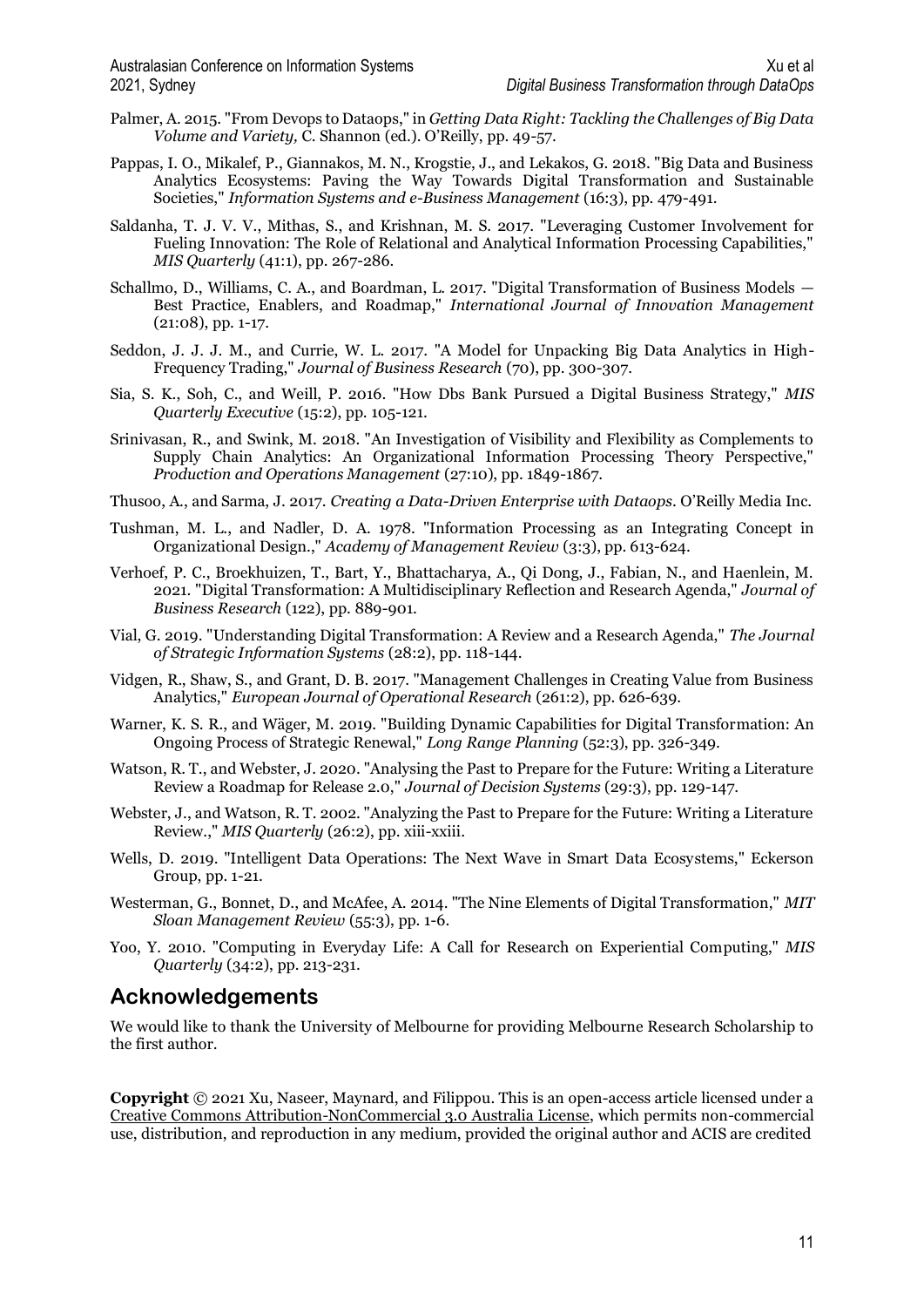Palmer, A. 2015. "From Devops to Dataops," in *Getting Data Right: Tackling the Challenges of Big Data Volume and Variety,* C. Shannon (ed.). O'Reilly, pp. 49-57.

Pappas, I. O., Mikalef, P., Giannakos, M. N., Krogstie, J., and Lekakos, G. 2018. "Big Data and Business Analytics Ecosystems: Paving the Way Towards Digital Transformation and Sustainable Societies," *Information Systems and e-Business Management* (16:3), pp. 479-491.

Saldanha, T. J. V. V., Mithas, S., and Krishnan, M. S. 2017. "Leveraging Customer Involvement for Fueling Innovation: The Role of Relational and Analytical Information Processing Capabilities," *MIS Quarterly* (41:1), pp. 267-286.

Schallmo, D., Williams, C. A., and Boardman, L. 2017. "Digital Transformation of Business Models — Best Practice, Enablers, and Roadmap," *International Journal of Innovation Management* (21:08), pp. 1-17.

Seddon, J. J. J. M., and Currie, W. L. 2017. "A Model for Unpacking Big Data Analytics in High-Frequency Trading," *Journal of Business Research* (70), pp. 300-307.

Sia, S. K., Soh, C., and Weill, P. 2016. "How Dbs Bank Pursued a Digital Business Strategy," *MIS Quarterly Executive* (15:2), pp. 105-121.

Srinivasan, R., and Swink, M. 2018. "An Investigation of Visibility and Flexibility as Complements to Supply Chain Analytics: An Organizational Information Processing Theory Perspective," *Production and Operations Management* (27:10), pp. 1849-1867.

Thusoo, A., and Sarma, J. 2017. *Creating a Data-Driven Enterprise with Dataops*. O'Reilly Media Inc.

Tushman, M. L., and Nadler, D. A. 1978. "Information Processing as an Integrating Concept in Organizational Design.," *Academy of Management Review* (3:3), pp. 613-624.

Verhoef, P. C., Broekhuizen, T., Bart, Y., Bhattacharya, A., Qi Dong, J., Fabian, N., and Haenlein, M. 2021. "Digital Transformation: A Multidisciplinary Reflection and Research Agenda," *Journal of Business Research* (122), pp. 889-901.

Vial, G. 2019. "Understanding Digital Transformation: A Review and a Research Agenda," *The Journal of Strategic Information Systems* (28:2), pp. 118-144.

Vidgen, R., Shaw, S., and Grant, D. B. 2017. "Management Challenges in Creating Value from Business Analytics," *European Journal of Operational Research* (261:2), pp. 626-639.

Warner, K. S. R., and Wäger, M. 2019. "Building Dynamic Capabilities for Digital Transformation: An Ongoing Process of Strategic Renewal," *Long Range Planning* (52:3), pp. 326-349.

Watson, R. T., and Webster, J. 2020. "Analysing the Past to Prepare for the Future: Writing a Literature Review a Roadmap for Release 2.0," *Journal of Decision Systems* (29:3), pp. 129-147.

Webster, J., and Watson, R. T. 2002. "Analyzing the Past to Prepare for the Future: Writing a Literature Review.," *MIS Quarterly* (26:2), pp. xiii-xxiii.

Wells, D. 2019. "Intelligent Data Operations: The Next Wave in Smart Data Ecosystems," Eckerson Group, pp. 1-21.

Westerman, G., Bonnet, D., and McAfee, A. 2014. "The Nine Elements of Digital Transformation," *MIT Sloan Management Review* (55:3), pp. 1-6.

Yoo, Y. 2010. "Computing in Everyday Life: A Call for Research on Experiential Computing," *MIS Quarterly* (34:2), pp. 213-231.

## Acknowledgements

We would like to thank the University of Melbourne for providing Melbourne Research Scholarship to the first author.

**Copyright** © 2021 Xu, Naseer, Maynard, and Filippou. This is an open-access article licensed under a Creative Commons Attribution-NonCommercial 3.0 Australia License, which permits non-commercial use, distribution, and reproduction in any medium, provided the original author and ACIS are credited